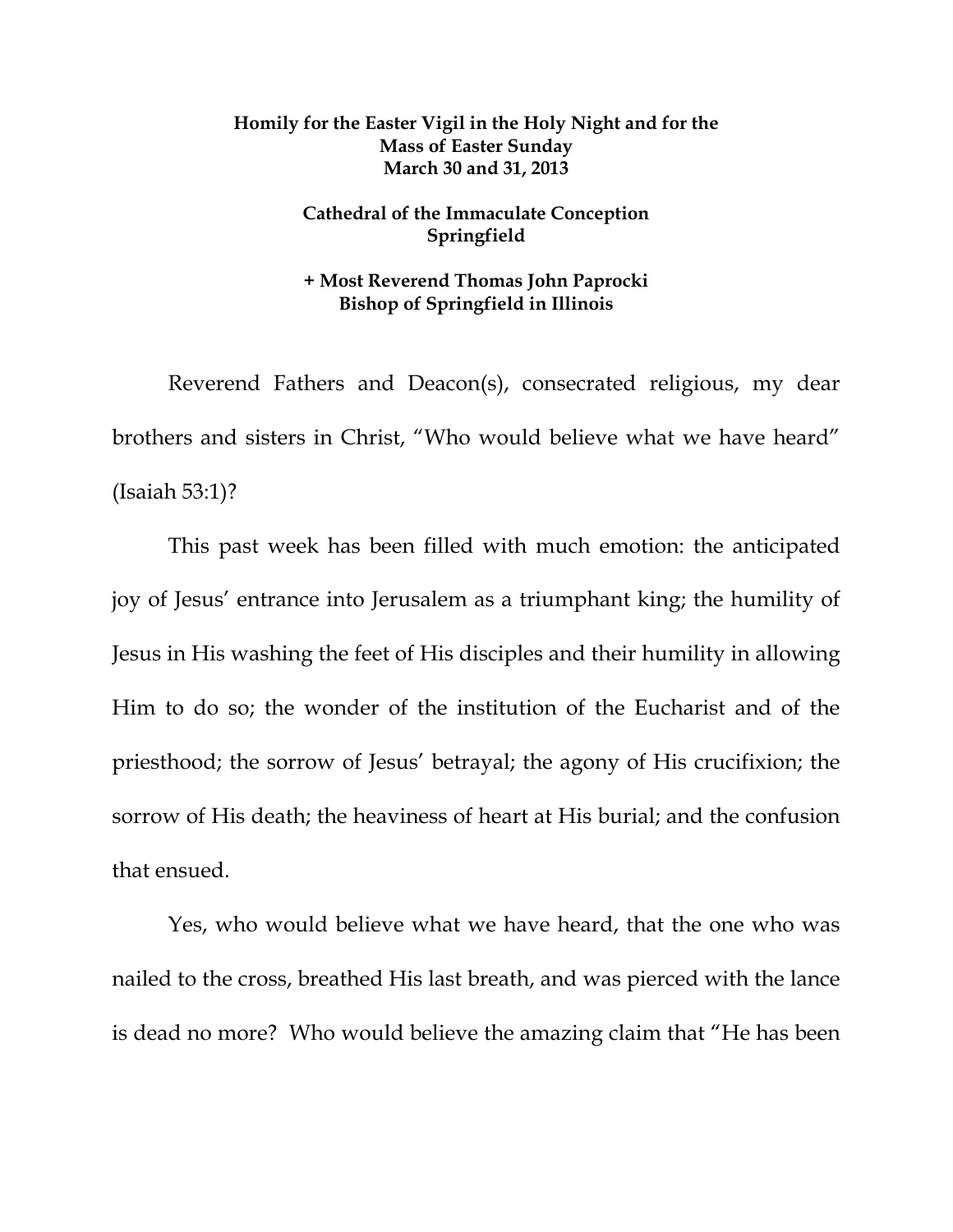**Homily for the Easter Vigil in the Holy Night and for the Mass of Easter Sunday**
**March 30 and 31, 2013**

**Cathedral of the Immaculate Conception**
**Springfield**

**+ Most Reverend Thomas John Paprocki**
**Bishop of Springfield in Illinois**

Reverend Fathers and Deacon(s), consecrated religious, my dear brothers and sisters in Christ, "Who would believe what we have heard" (Isaiah 53:1)?

This past week has been filled with much emotion: the anticipated joy of Jesus' entrance into Jerusalem as a triumphant king; the humility of Jesus in His washing the feet of His disciples and their humility in allowing Him to do so; the wonder of the institution of the Eucharist and of the priesthood; the sorrow of Jesus' betrayal; the agony of His crucifixion; the sorrow of His death; the heaviness of heart at His burial; and the confusion that ensued.

Yes, who would believe what we have heard, that the one who was nailed to the cross, breathed His last breath, and was pierced with the lance is dead no more? Who would believe the amazing claim that "He has been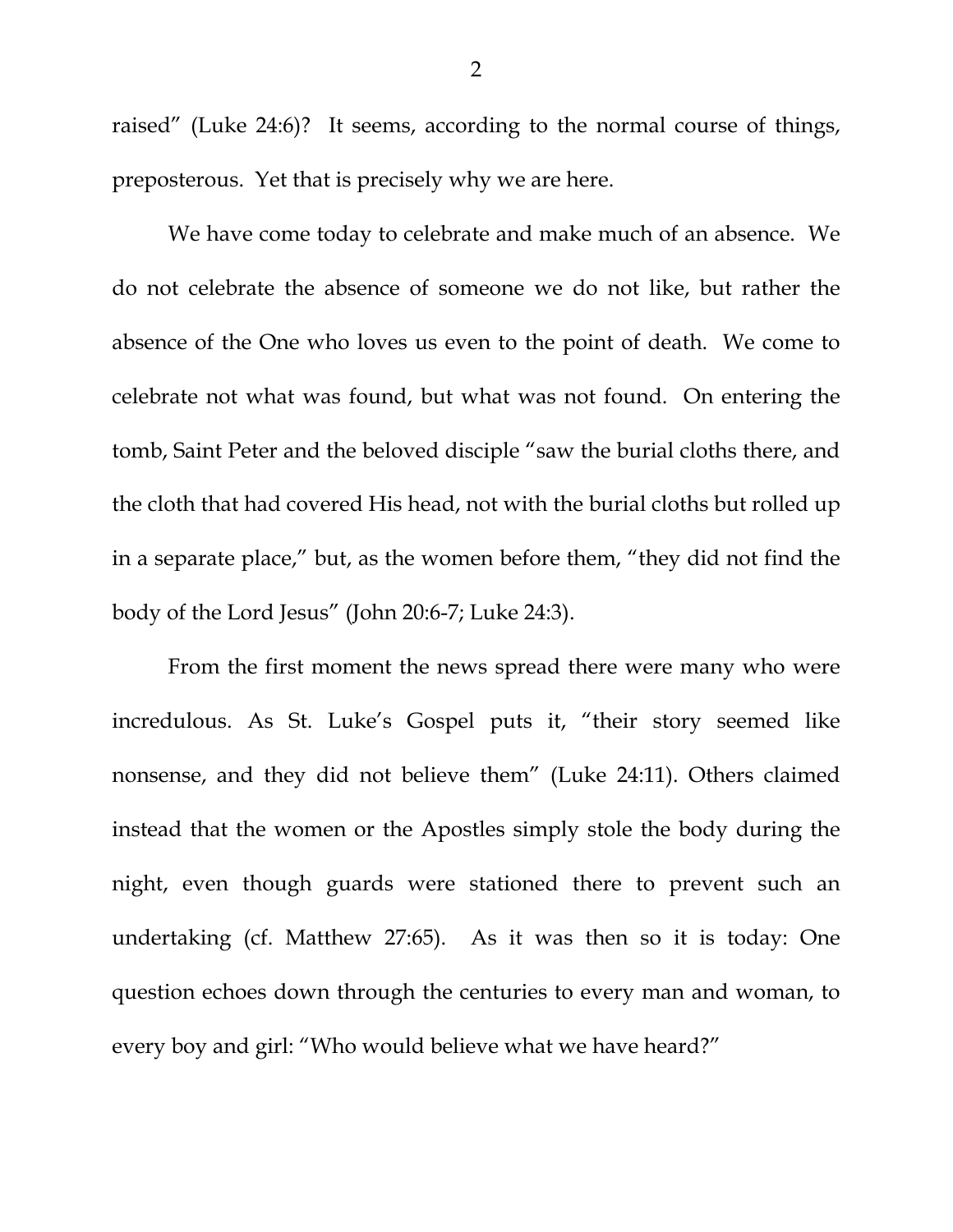raised" (Luke 24:6)? It seems, according to the normal course of things, preposterous. Yet that is precisely why we are here.

We have come today to celebrate and make much of an absence. We do not celebrate the absence of someone we do not like, but rather the absence of the One who loves us even to the point of death. We come to celebrate not what was found, but what was not found. On entering the tomb, Saint Peter and the beloved disciple "saw the burial cloths there, and the cloth that had covered His head, not with the burial cloths but rolled up in a separate place," but, as the women before them, "they did not find the body of the Lord Jesus" (John 20:6-7; Luke 24:3).

From the first moment the news spread there were many who were incredulous. As St. Luke's Gospel puts it, "their story seemed like nonsense, and they did not believe them" (Luke 24:11). Others claimed instead that the women or the Apostles simply stole the body during the night, even though guards were stationed there to prevent such an undertaking (cf. Matthew 27:65). As it was then so it is today: One question echoes down through the centuries to every man and woman, to every boy and girl: "Who would believe what we have heard?"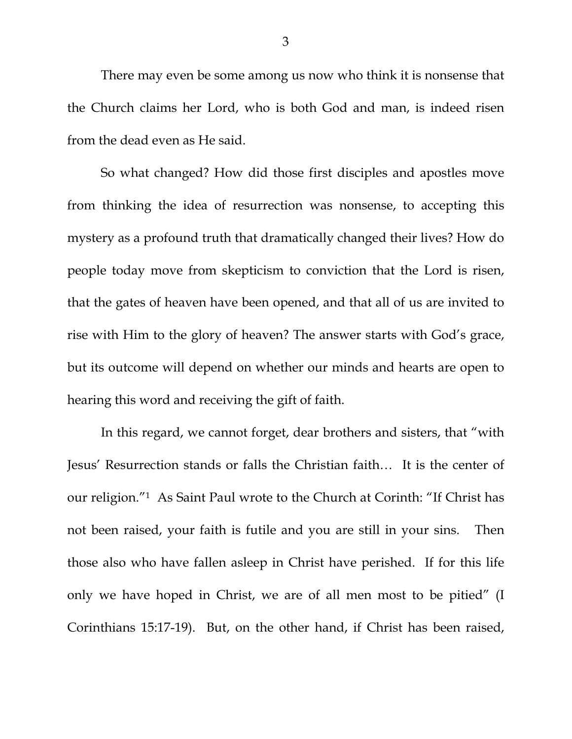There may even be some among us now who think it is nonsense that the Church claims her Lord, who is both God and man, is indeed risen from the dead even as He said.

So what changed? How did those first disciples and apostles move from thinking the idea of resurrection was nonsense, to accepting this mystery as a profound truth that dramatically changed their lives? How do people today move from skepticism to conviction that the Lord is risen, that the gates of heaven have been opened, and that all of us are invited to rise with Him to the glory of heaven? The answer starts with God's grace, but its outcome will depend on whether our minds and hearts are open to hearing this word and receiving the gift of faith.

In this regard, we cannot forget, dear brothers and sisters, that "with Jesus' Resurrection stands or falls the Christian faith… It is the center of our religion."[1] As Saint Paul wrote to the Church at Corinth: "If Christ has not been raised, your faith is futile and you are still in your sins. Then those also who have fallen asleep in Christ have perished. If for this life only we have hoped in Christ, we are of all men most to be pitied" (I Corinthians 15:17-19). But, on the other hand, if Christ has been raised,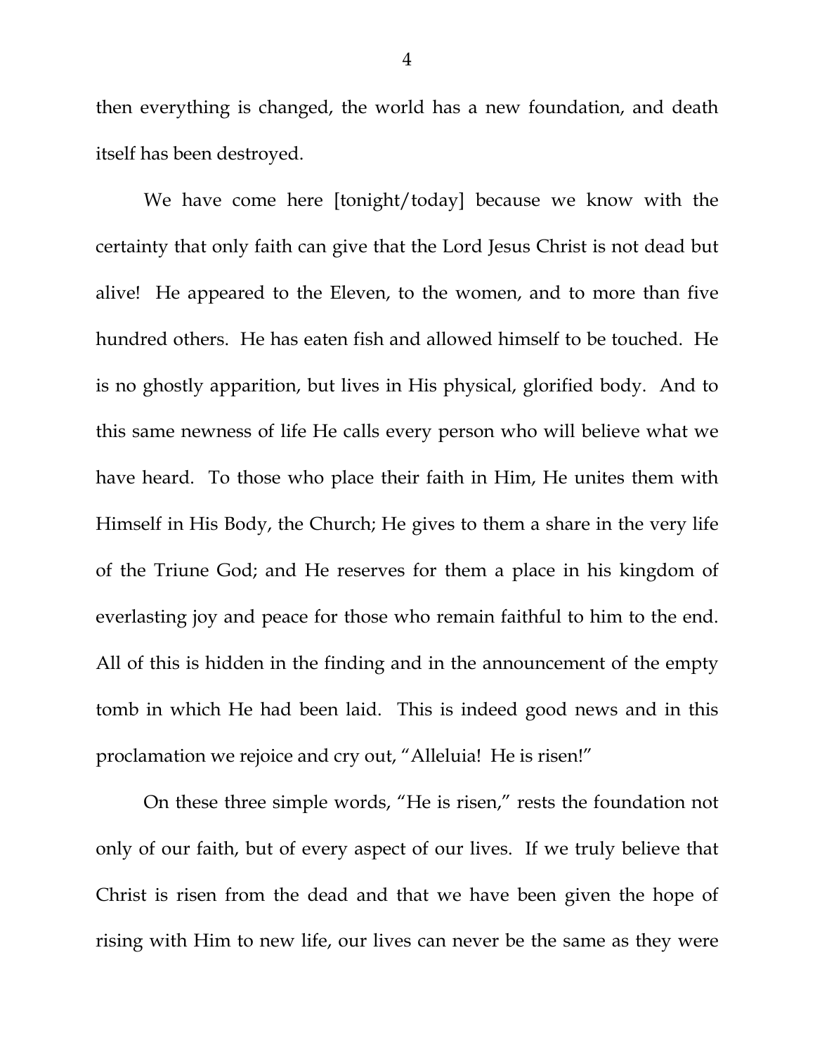then everything is changed, the world has a new foundation, and death itself has been destroyed.

We have come here [tonight/today] because we know with the certainty that only faith can give that the Lord Jesus Christ is not dead but alive! He appeared to the Eleven, to the women, and to more than five hundred others. He has eaten fish and allowed himself to be touched. He is no ghostly apparition, but lives in His physical, glorified body. And to this same newness of life He calls every person who will believe what we have heard. To those who place their faith in Him, He unites them with Himself in His Body, the Church; He gives to them a share in the very life of the Triune God; and He reserves for them a place in his kingdom of everlasting joy and peace for those who remain faithful to him to the end. All of this is hidden in the finding and in the announcement of the empty tomb in which He had been laid. This is indeed good news and in this proclamation we rejoice and cry out, "Alleluia! He is risen!"

On these three simple words, "He is risen," rests the foundation not only of our faith, but of every aspect of our lives. If we truly believe that Christ is risen from the dead and that we have been given the hope of rising with Him to new life, our lives can never be the same as they were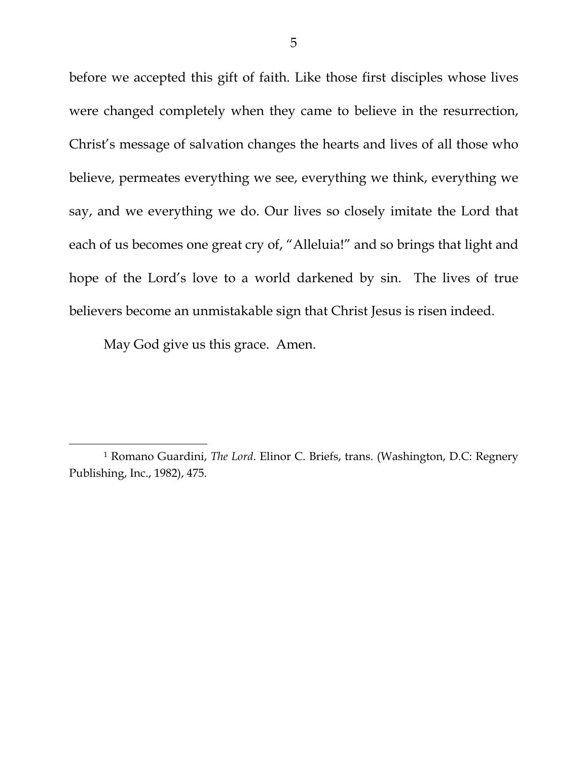before we accepted this gift of faith. Like those first disciples whose lives were changed completely when they came to believe in the resurrection, Christ's message of salvation changes the hearts and lives of all those who believe, permeates everything we see, everything we think, everything we say, and we everything we do. Our lives so closely imitate the Lord that each of us becomes one great cry of, "Alleluia!" and so brings that light and hope of the Lord's love to a world darkened by sin. The lives of true believers become an unmistakable sign that Christ Jesus is risen indeed.

May God give us this grace. Amen.

---

[1] Romano Guardini, *The Lord*. Elinor C. Briefs, trans. (Washington, D.C: Regnery Publishing, Inc., 1982), 475.